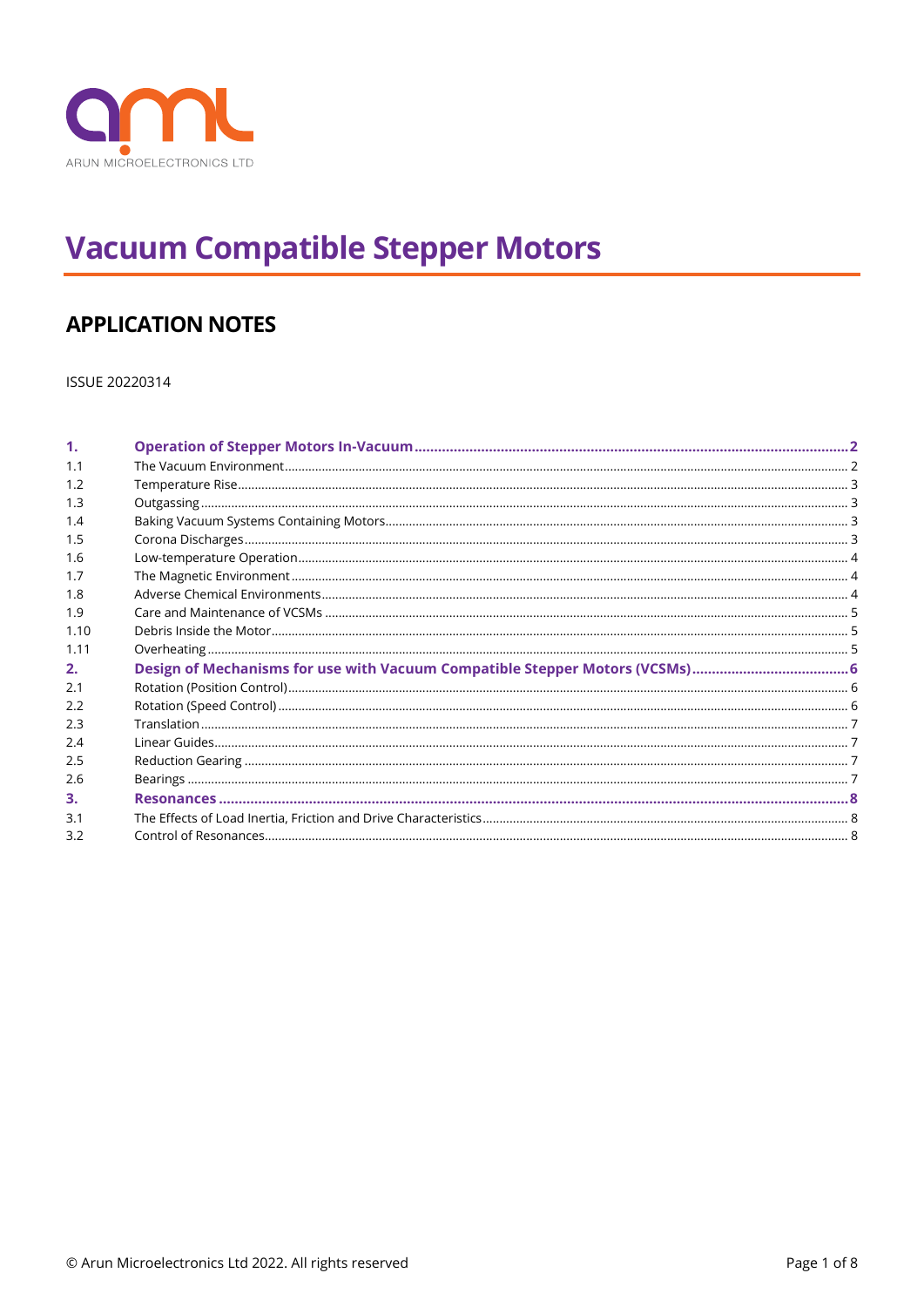ARUN MICROELECTRONICS LTD

# Vacuum Compatible Stepper Motors

## APPLICATION NOTES

ISSUE 20220314

| | | |
|---|---|---|
| **1.** | **Operation of Stepper Motors In-Vacuum** | **2** |
| 1.1 | The Vacuum Environment | 2 |
| 1.2 | Temperature Rise | 3 |
| 1.3 | Outgassing | 3 |
| 1.4 | Baking Vacuum Systems Containing Motors | 3 |
| 1.5 | Corona Discharges | 3 |
| 1.6 | Low-temperature Operation | 4 |
| 1.7 | The Magnetic Environment | 4 |
| 1.8 | Adverse Chemical Environments | 4 |
| 1.9 | Care and Maintenance of VCSMs | 5 |
| 1.10 | Debris Inside the Motor | 5 |
| 1.11 | Overheating | 5 |
| **2.** | **Design of Mechanisms for use with Vacuum Compatible Stepper Motors (VCSMs)** | **6** |
| 2.1 | Rotation (Position Control) | 6 |
| 2.2 | Rotation (Speed Control) | 6 |
| 2.3 | Translation | 7 |
| 2.4 | Linear Guides | 7 |
| 2.5 | Reduction Gearing | 7 |
| 2.6 | Bearings | 7 |
| **3.** | **Resonances** | **8** |
| 3.1 | The Effects of Load Inertia, Friction and Drive Characteristics | 8 |
| 3.2 | Control of Resonances | 8 |

© Arun Microelectronics Ltd 2022. All rights reserved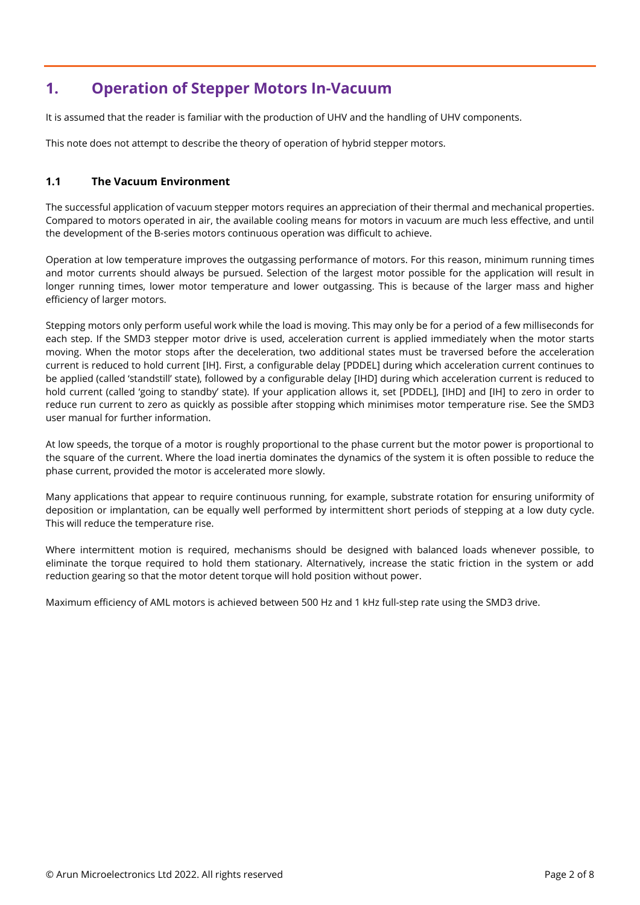# 1. Operation of Stepper Motors In-Vacuum

It is assumed that the reader is familiar with the production of UHV and the handling of UHV components.

This note does not attempt to describe the theory of operation of hybrid stepper motors.

## 1.1 The Vacuum Environment

The successful application of vacuum stepper motors requires an appreciation of their thermal and mechanical properties. Compared to motors operated in air, the available cooling means for motors in vacuum are much less effective, and until the development of the B-series motors continuous operation was difficult to achieve.

Operation at low temperature improves the outgassing performance of motors. For this reason, minimum running times and motor currents should always be pursued. Selection of the largest motor possible for the application will result in longer running times, lower motor temperature and lower outgassing. This is because of the larger mass and higher efficiency of larger motors.

Stepping motors only perform useful work while the load is moving. This may only be for a period of a few milliseconds for each step. If the SMD3 stepper motor drive is used, acceleration current is applied immediately when the motor starts moving. When the motor stops after the deceleration, two additional states must be traversed before the acceleration current is reduced to hold current [IH]. First, a configurable delay [PDDEL] during which acceleration current continues to be applied (called 'standstill' state), followed by a configurable delay [IHD] during which acceleration current is reduced to hold current (called 'going to standby' state). If your application allows it, set [PDDEL], [IHD] and [IH] to zero in order to reduce run current to zero as quickly as possible after stopping which minimises motor temperature rise. See the SMD3 user manual for further information.

At low speeds, the torque of a motor is roughly proportional to the phase current but the motor power is proportional to the square of the current. Where the load inertia dominates the dynamics of the system it is often possible to reduce the phase current, provided the motor is accelerated more slowly.

Many applications that appear to require continuous running, for example, substrate rotation for ensuring uniformity of deposition or implantation, can be equally well performed by intermittent short periods of stepping at a low duty cycle. This will reduce the temperature rise.

Where intermittent motion is required, mechanisms should be designed with balanced loads whenever possible, to eliminate the torque required to hold them stationary. Alternatively, increase the static friction in the system or add reduction gearing so that the motor detent torque will hold position without power.

Maximum efficiency of AML motors is achieved between 500 Hz and 1 kHz full-step rate using the SMD3 drive.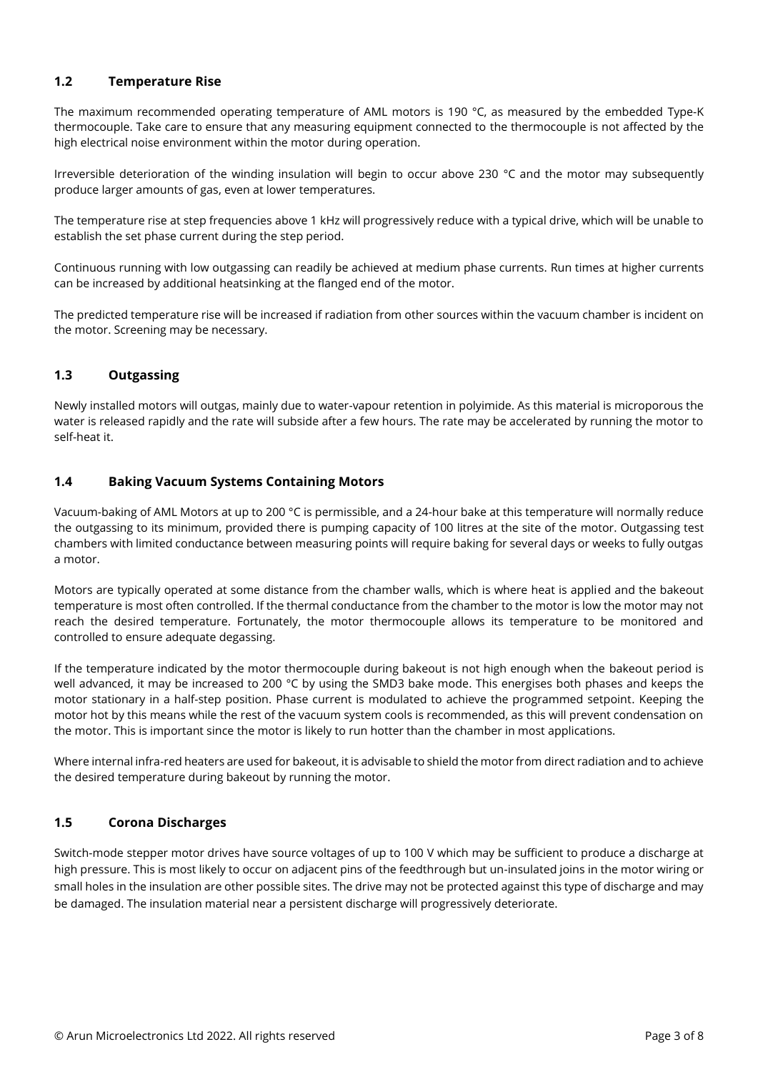## 1.2 Temperature Rise

The maximum recommended operating temperature of AML motors is 190 °C, as measured by the embedded Type-K thermocouple. Take care to ensure that any measuring equipment connected to the thermocouple is not affected by the high electrical noise environment within the motor during operation.

Irreversible deterioration of the winding insulation will begin to occur above 230 °C and the motor may subsequently produce larger amounts of gas, even at lower temperatures.

The temperature rise at step frequencies above 1 kHz will progressively reduce with a typical drive, which will be unable to establish the set phase current during the step period.

Continuous running with low outgassing can readily be achieved at medium phase currents. Run times at higher currents can be increased by additional heatsinking at the flanged end of the motor.

The predicted temperature rise will be increased if radiation from other sources within the vacuum chamber is incident on the motor. Screening may be necessary.

## 1.3 Outgassing

Newly installed motors will outgas, mainly due to water-vapour retention in polyimide. As this material is microporous the water is released rapidly and the rate will subside after a few hours. The rate may be accelerated by running the motor to self-heat it.

## 1.4 Baking Vacuum Systems Containing Motors

Vacuum-baking of AML Motors at up to 200 °C is permissible, and a 24-hour bake at this temperature will normally reduce the outgassing to its minimum, provided there is pumping capacity of 100 litres at the site of the motor. Outgassing test chambers with limited conductance between measuring points will require baking for several days or weeks to fully outgas a motor.

Motors are typically operated at some distance from the chamber walls, which is where heat is applied and the bakeout temperature is most often controlled. If the thermal conductance from the chamber to the motor is low the motor may not reach the desired temperature. Fortunately, the motor thermocouple allows its temperature to be monitored and controlled to ensure adequate degassing.

If the temperature indicated by the motor thermocouple during bakeout is not high enough when the bakeout period is well advanced, it may be increased to 200 °C by using the SMD3 bake mode. This energises both phases and keeps the motor stationary in a half-step position. Phase current is modulated to achieve the programmed setpoint. Keeping the motor hot by this means while the rest of the vacuum system cools is recommended, as this will prevent condensation on the motor. This is important since the motor is likely to run hotter than the chamber in most applications.

Where internal infra-red heaters are used for bakeout, it is advisable to shield the motor from direct radiation and to achieve the desired temperature during bakeout by running the motor.

## 1.5 Corona Discharges

Switch-mode stepper motor drives have source voltages of up to 100 V which may be sufficient to produce a discharge at high pressure. This is most likely to occur on adjacent pins of the feedthrough but un-insulated joins in the motor wiring or small holes in the insulation are other possible sites. The drive may not be protected against this type of discharge and may be damaged. The insulation material near a persistent discharge will progressively deteriorate.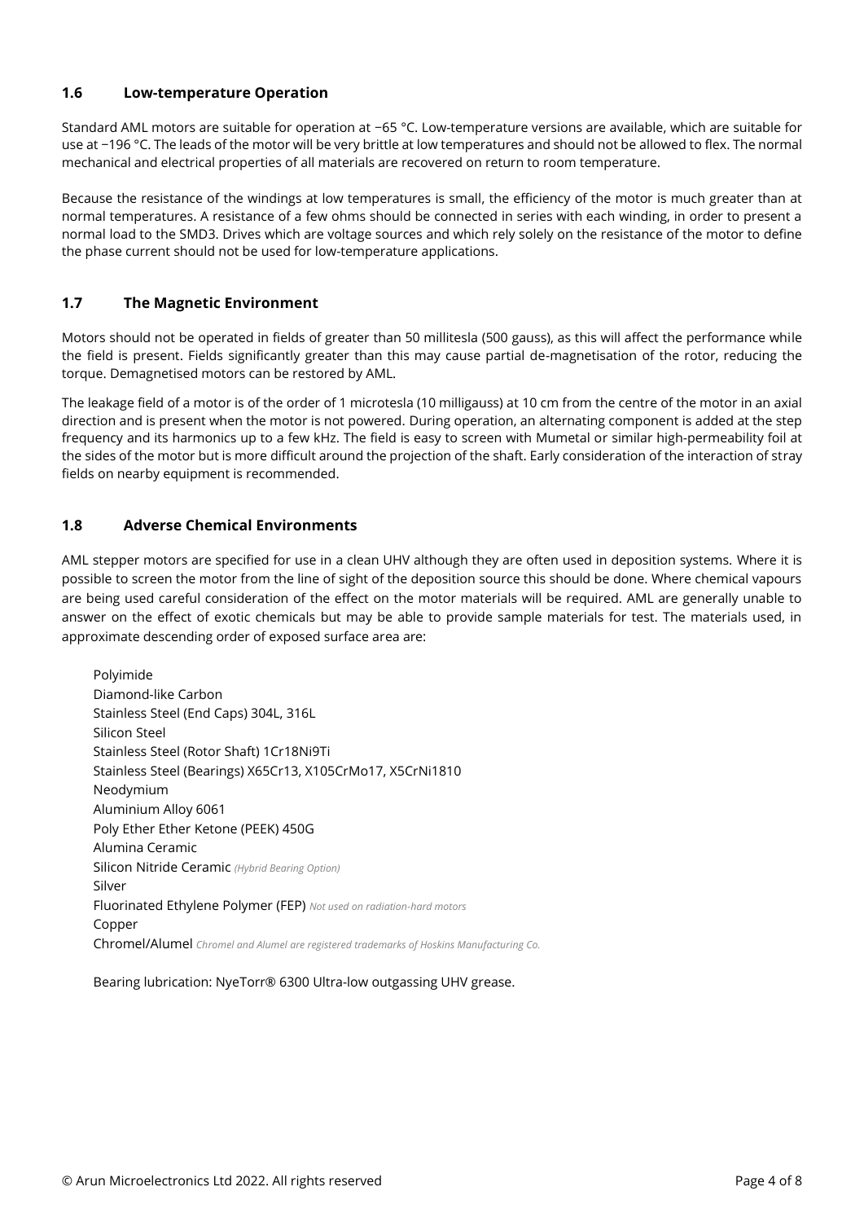## 1.6 Low-temperature Operation

Standard AML motors are suitable for operation at −65 °C. Low-temperature versions are available, which are suitable for use at −196 °C. The leads of the motor will be very brittle at low temperatures and should not be allowed to flex. The normal mechanical and electrical properties of all materials are recovered on return to room temperature.

Because the resistance of the windings at low temperatures is small, the efficiency of the motor is much greater than at normal temperatures. A resistance of a few ohms should be connected in series with each winding, in order to present a normal load to the SMD3. Drives which are voltage sources and which rely solely on the resistance of the motor to define the phase current should not be used for low-temperature applications.

## 1.7 The Magnetic Environment

Motors should not be operated in fields of greater than 50 millitesla (500 gauss), as this will affect the performance while the field is present. Fields significantly greater than this may cause partial de-magnetisation of the rotor, reducing the torque. Demagnetised motors can be restored by AML.

The leakage field of a motor is of the order of 1 microtesla (10 milligauss) at 10 cm from the centre of the motor in an axial direction and is present when the motor is not powered. During operation, an alternating component is added at the step frequency and its harmonics up to a few kHz. The field is easy to screen with Mumetal or similar high-permeability foil at the sides of the motor but is more difficult around the projection of the shaft. Early consideration of the interaction of stray fields on nearby equipment is recommended.

## 1.8 Adverse Chemical Environments

AML stepper motors are specified for use in a clean UHV although they are often used in deposition systems. Where it is possible to screen the motor from the line of sight of the deposition source this should be done. Where chemical vapours are being used careful consideration of the effect on the motor materials will be required. AML are generally unable to answer on the effect of exotic chemicals but may be able to provide sample materials for test. The materials used, in approximate descending order of exposed surface area are:

Polyimide
Diamond-like Carbon
Stainless Steel (End Caps) 304L, 316L
Silicon Steel
Stainless Steel (Rotor Shaft) 1Cr18Ni9Ti
Stainless Steel (Bearings) X65Cr13, X105CrMo17, X5CrNi1810
Neodymium
Aluminium Alloy 6061
Poly Ether Ether Ketone (PEEK) 450G
Alumina Ceramic
Silicon Nitride Ceramic *(Hybrid Bearing Option)*
Silver
Fluorinated Ethylene Polymer (FEP) *Not used on radiation-hard motors*
Copper
Chromel/Alumel *Chromel and Alumel are registered trademarks of Hoskins Manufacturing Co.*

Bearing lubrication: NyeTorr® 6300 Ultra-low outgassing UHV grease.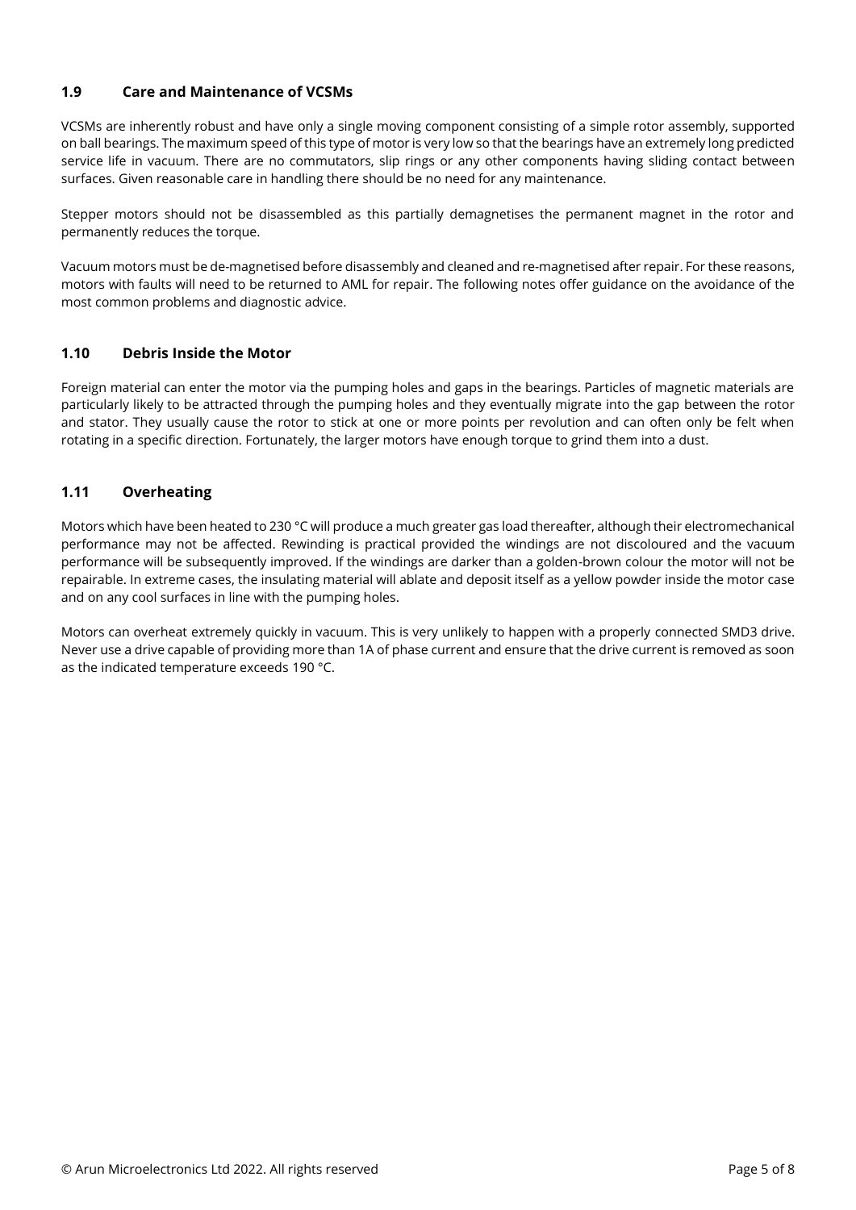### 1.9 Care and Maintenance of VCSMs

VCSMs are inherently robust and have only a single moving component consisting of a simple rotor assembly, supported on ball bearings. The maximum speed of this type of motor is very low so that the bearings have an extremely long predicted service life in vacuum. There are no commutators, slip rings or any other components having sliding contact between surfaces. Given reasonable care in handling there should be no need for any maintenance.

Stepper motors should not be disassembled as this partially demagnetises the permanent magnet in the rotor and permanently reduces the torque.

Vacuum motors must be de-magnetised before disassembly and cleaned and re-magnetised after repair. For these reasons, motors with faults will need to be returned to AML for repair. The following notes offer guidance on the avoidance of the most common problems and diagnostic advice.

### 1.10 Debris Inside the Motor

Foreign material can enter the motor via the pumping holes and gaps in the bearings. Particles of magnetic materials are particularly likely to be attracted through the pumping holes and they eventually migrate into the gap between the rotor and stator. They usually cause the rotor to stick at one or more points per revolution and can often only be felt when rotating in a specific direction. Fortunately, the larger motors have enough torque to grind them into a dust.

### 1.11 Overheating

Motors which have been heated to 230 °C will produce a much greater gas load thereafter, although their electromechanical performance may not be affected. Rewinding is practical provided the windings are not discoloured and the vacuum performance will be subsequently improved. If the windings are darker than a golden-brown colour the motor will not be repairable. In extreme cases, the insulating material will ablate and deposit itself as a yellow powder inside the motor case and on any cool surfaces in line with the pumping holes.

Motors can overheat extremely quickly in vacuum. This is very unlikely to happen with a properly connected SMD3 drive. Never use a drive capable of providing more than 1A of phase current and ensure that the drive current is removed as soon as the indicated temperature exceeds 190 °C.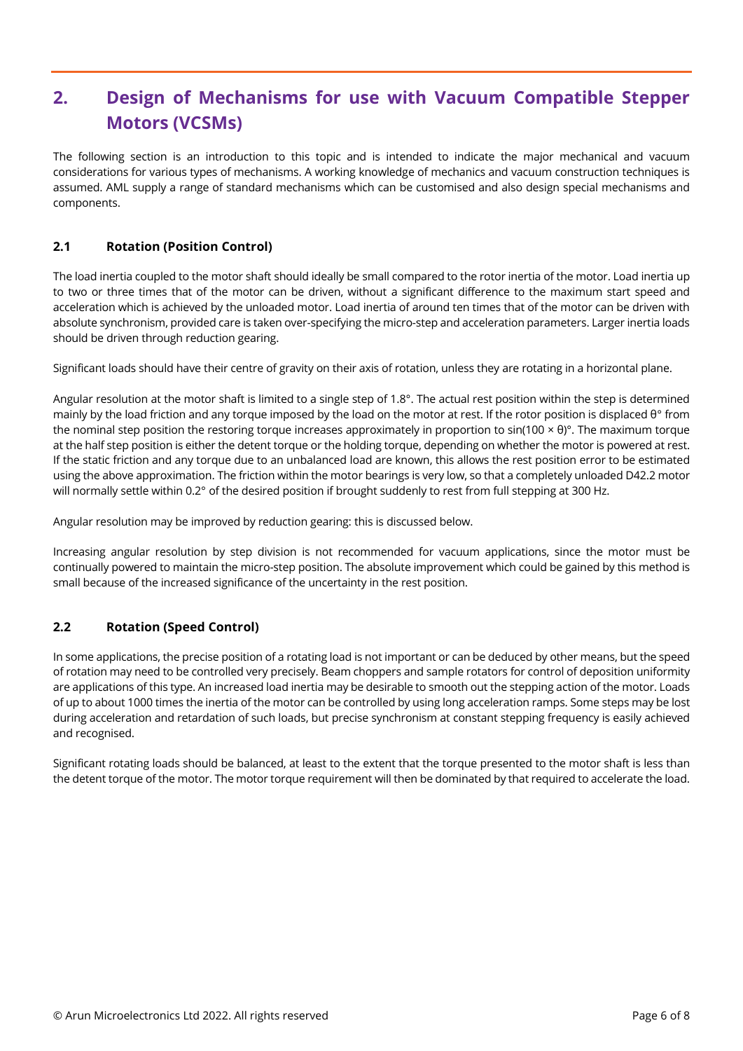# 2. Design of Mechanisms for use with Vacuum Compatible Stepper Motors (VCSMs)

The following section is an introduction to this topic and is intended to indicate the major mechanical and vacuum considerations for various types of mechanisms. A working knowledge of mechanics and vacuum construction techniques is assumed. AML supply a range of standard mechanisms which can be customised and also design special mechanisms and components.

## 2.1 Rotation (Position Control)

The load inertia coupled to the motor shaft should ideally be small compared to the rotor inertia of the motor. Load inertia up to two or three times that of the motor can be driven, without a significant difference to the maximum start speed and acceleration which is achieved by the unloaded motor. Load inertia of around ten times that of the motor can be driven with absolute synchronism, provided care is taken over-specifying the micro-step and acceleration parameters. Larger inertia loads should be driven through reduction gearing.

Significant loads should have their centre of gravity on their axis of rotation, unless they are rotating in a horizontal plane.

Angular resolution at the motor shaft is limited to a single step of 1.8°. The actual rest position within the step is determined mainly by the load friction and any torque imposed by the load on the motor at rest. If the rotor position is displaced θ° from the nominal step position the restoring torque increases approximately in proportion to $\sin(100 \times \theta)°$. The maximum torque at the half step position is either the detent torque or the holding torque, depending on whether the motor is powered at rest. If the static friction and any torque due to an unbalanced load are known, this allows the rest position error to be estimated using the above approximation. The friction within the motor bearings is very low, so that a completely unloaded D42.2 motor will normally settle within 0.2° of the desired position if brought suddenly to rest from full stepping at 300 Hz.

Angular resolution may be improved by reduction gearing: this is discussed below.

Increasing angular resolution by step division is not recommended for vacuum applications, since the motor must be continually powered to maintain the micro-step position. The absolute improvement which could be gained by this method is small because of the increased significance of the uncertainty in the rest position.

## 2.2 Rotation (Speed Control)

In some applications, the precise position of a rotating load is not important or can be deduced by other means, but the speed of rotation may need to be controlled very precisely. Beam choppers and sample rotators for control of deposition uniformity are applications of this type. An increased load inertia may be desirable to smooth out the stepping action of the motor. Loads of up to about 1000 times the inertia of the motor can be controlled by using long acceleration ramps. Some steps may be lost during acceleration and retardation of such loads, but precise synchronism at constant stepping frequency is easily achieved and recognised.

Significant rotating loads should be balanced, at least to the extent that the torque presented to the motor shaft is less than the detent torque of the motor. The motor torque requirement will then be dominated by that required to accelerate the load.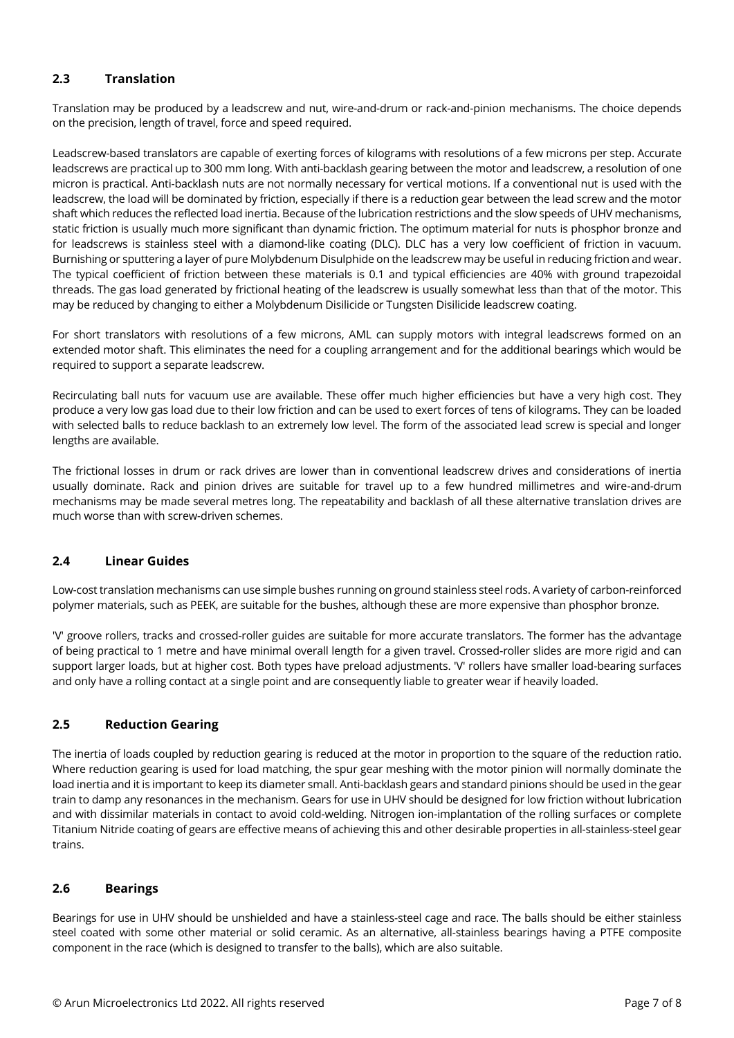## 2.3 Translation

Translation may be produced by a leadscrew and nut, wire-and-drum or rack-and-pinion mechanisms. The choice depends on the precision, length of travel, force and speed required.

Leadscrew-based translators are capable of exerting forces of kilograms with resolutions of a few microns per step. Accurate leadscrews are practical up to 300 mm long. With anti-backlash gearing between the motor and leadscrew, a resolution of one micron is practical. Anti-backlash nuts are not normally necessary for vertical motions. If a conventional nut is used with the leadscrew, the load will be dominated by friction, especially if there is a reduction gear between the lead screw and the motor shaft which reduces the reflected load inertia. Because of the lubrication restrictions and the slow speeds of UHV mechanisms, static friction is usually much more significant than dynamic friction. The optimum material for nuts is phosphor bronze and for leadscrews is stainless steel with a diamond-like coating (DLC). DLC has a very low coefficient of friction in vacuum. Burnishing or sputtering a layer of pure Molybdenum Disulphide on the leadscrew may be useful in reducing friction and wear. The typical coefficient of friction between these materials is 0.1 and typical efficiencies are 40% with ground trapezoidal threads. The gas load generated by frictional heating of the leadscrew is usually somewhat less than that of the motor. This may be reduced by changing to either a Molybdenum Disilicide or Tungsten Disilicide leadscrew coating.

For short translators with resolutions of a few microns, AML can supply motors with integral leadscrews formed on an extended motor shaft. This eliminates the need for a coupling arrangement and for the additional bearings which would be required to support a separate leadscrew.

Recirculating ball nuts for vacuum use are available. These offer much higher efficiencies but have a very high cost. They produce a very low gas load due to their low friction and can be used to exert forces of tens of kilograms. They can be loaded with selected balls to reduce backlash to an extremely low level. The form of the associated lead screw is special and longer lengths are available.

The frictional losses in drum or rack drives are lower than in conventional leadscrew drives and considerations of inertia usually dominate. Rack and pinion drives are suitable for travel up to a few hundred millimetres and wire-and-drum mechanisms may be made several metres long. The repeatability and backlash of all these alternative translation drives are much worse than with screw-driven schemes.

## 2.4 Linear Guides

Low-cost translation mechanisms can use simple bushes running on ground stainless steel rods. A variety of carbon-reinforced polymer materials, such as PEEK, are suitable for the bushes, although these are more expensive than phosphor bronze.

'V' groove rollers, tracks and crossed-roller guides are suitable for more accurate translators. The former has the advantage of being practical to 1 metre and have minimal overall length for a given travel. Crossed-roller slides are more rigid and can support larger loads, but at higher cost. Both types have preload adjustments. 'V' rollers have smaller load-bearing surfaces and only have a rolling contact at a single point and are consequently liable to greater wear if heavily loaded.

## 2.5 Reduction Gearing

The inertia of loads coupled by reduction gearing is reduced at the motor in proportion to the square of the reduction ratio. Where reduction gearing is used for load matching, the spur gear meshing with the motor pinion will normally dominate the load inertia and it is important to keep its diameter small. Anti-backlash gears and standard pinions should be used in the gear train to damp any resonances in the mechanism. Gears for use in UHV should be designed for low friction without lubrication and with dissimilar materials in contact to avoid cold-welding. Nitrogen ion-implantation of the rolling surfaces or complete Titanium Nitride coating of gears are effective means of achieving this and other desirable properties in all-stainless-steel gear trains.

## 2.6 Bearings

Bearings for use in UHV should be unshielded and have a stainless-steel cage and race. The balls should be either stainless steel coated with some other material or solid ceramic. As an alternative, all-stainless bearings having a PTFE composite component in the race (which is designed to transfer to the balls), which are also suitable.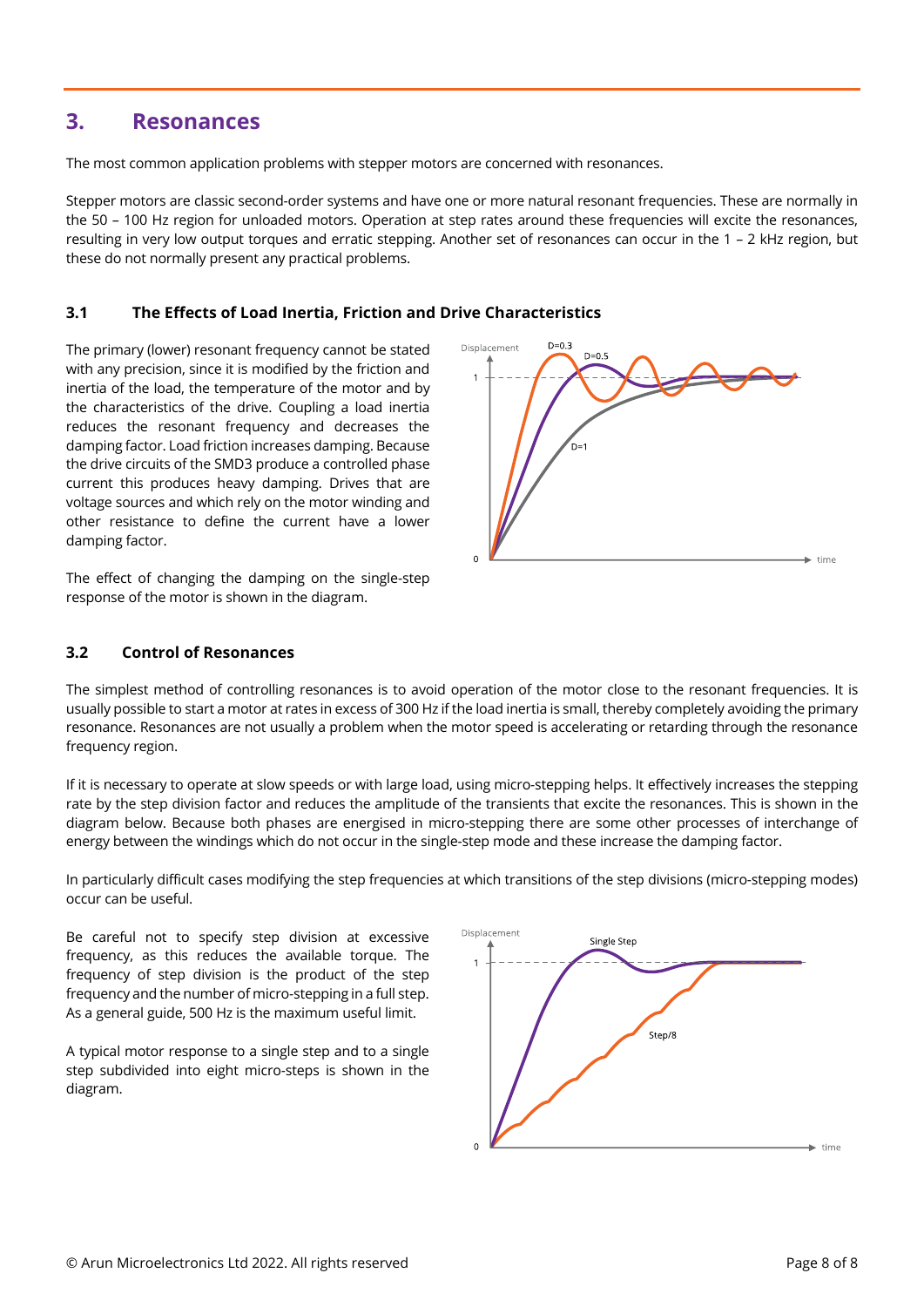## 3. Resonances

The most common application problems with stepper motors are concerned with resonances.

Stepper motors are classic second-order systems and have one or more natural resonant frequencies. These are normally in the 50 – 100 Hz region for unloaded motors. Operation at step rates around these frequencies will excite the resonances, resulting in very low output torques and erratic stepping. Another set of resonances can occur in the 1 – 2 kHz region, but these do not normally present any practical problems.

### 3.1 The Effects of Load Inertia, Friction and Drive Characteristics

The primary (lower) resonant frequency cannot be stated with any precision, since it is modified by the friction and inertia of the load, the temperature of the motor and by the characteristics of the drive. Coupling a load inertia reduces the resonant frequency and decreases the damping factor. Load friction increases damping. Because the drive circuits of the SMD3 produce a controlled phase current this produces heavy damping. Drives that are voltage sources and which rely on the motor winding and other resistance to define the current have a lower damping factor.

The effect of changing the damping on the single-step response of the motor is shown in the diagram.

Displacement
D=0.3
D=0.5
1
D=1
0
time

### 3.2 Control of Resonances

The simplest method of controlling resonances is to avoid operation of the motor close to the resonant frequencies. It is usually possible to start a motor at rates in excess of 300 Hz if the load inertia is small, thereby completely avoiding the primary resonance. Resonances are not usually a problem when the motor speed is accelerating or retarding through the resonance frequency region.

If it is necessary to operate at slow speeds or with large load, using micro-stepping helps. It effectively increases the stepping rate by the step division factor and reduces the amplitude of the transients that excite the resonances. This is shown in the diagram below. Because both phases are energised in micro-stepping there are some other processes of interchange of energy between the windings which do not occur in the single-step mode and these increase the damping factor.

In particularly difficult cases modifying the step frequencies at which transitions of the step divisions (micro-stepping modes) occur can be useful.

Be careful not to specify step division at excessive frequency, as this reduces the available torque. The frequency of step division is the product of the step frequency and the number of micro-stepping in a full step. As a general guide, 500 Hz is the maximum useful limit.

A typical motor response to a single step and to a single step subdivided into eight micro-steps is shown in the diagram.

Displacement
Single Step
1
Step/8
0
time